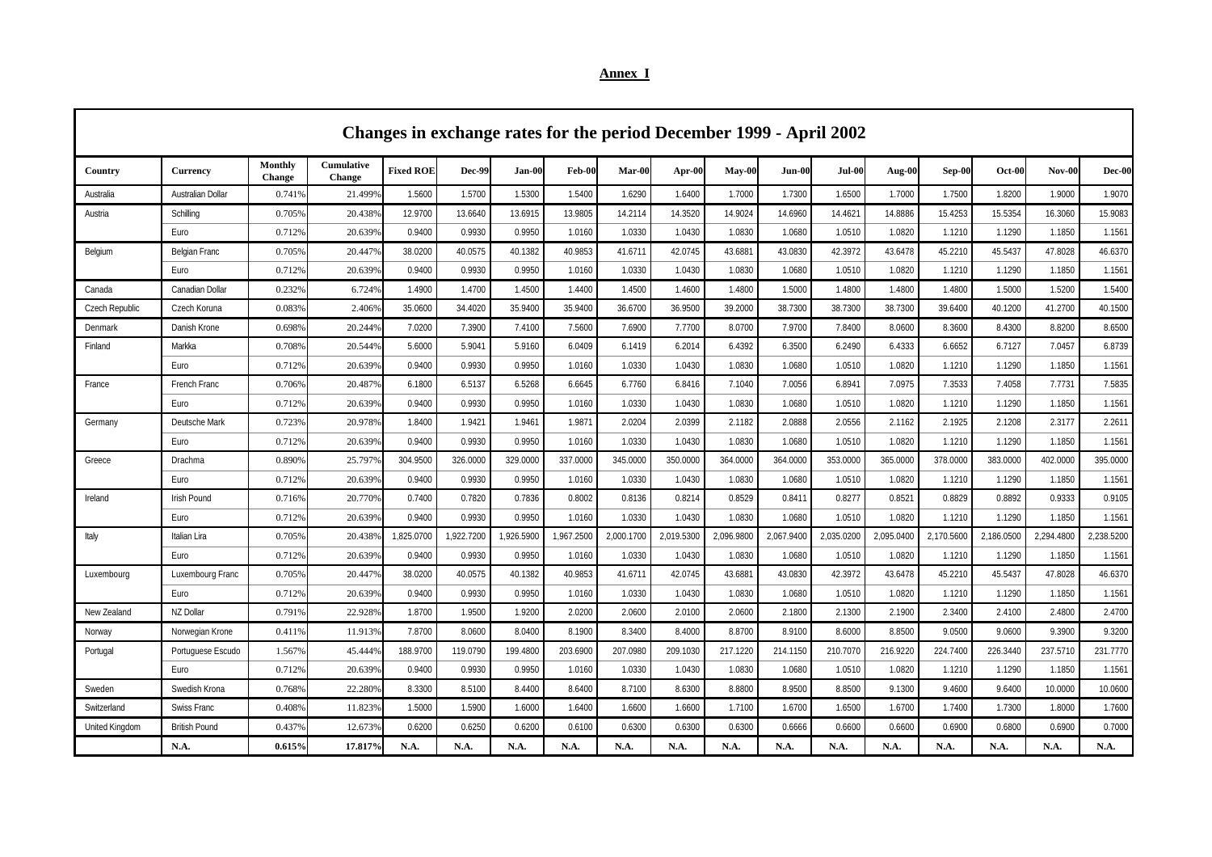**Annex I**

| Changes in exchange rates for the period December 1999 - April 2002 | | | | | | | | | | | | | | | | | | |
|---|---|---|---|---|---|---|---|---|---|---|---|---|---|---|---|---|---|---|
| **Country** | **Currency** | **Monthly Change** | **Cumulative Change** | **Fixed ROE** | **Dec-99** | **Jan-00** | **Feb-00** | **Mar-00** | **Apr-00** | **May-00** | **Jun-00** | **Jul-00** | **Aug-00** | **Sep-00** | **Oct-00** | **Nov-00** | **Dec-00** |
| Australia | Australian Dollar | 0.741% | 21.499% | 1.5600 | 1.5700 | 1.5300 | 1.5400 | 1.6290 | 1.6400 | 1.7000 | 1.7300 | 1.6500 | 1.7000 | 1.7500 | 1.8200 | 1.9000 | 1.9070 |
| Austria | Schilling | 0.705% | 20.438% | 12.9700 | 13.6640 | 13.6915 | 13.9805 | 14.2114 | 14.3520 | 14.9024 | 14.6960 | 14.4621 | 14.8886 | 15.4253 | 15.5354 | 16.3060 | 15.9083 |
| | Euro | 0.712% | 20.639% | 0.9400 | 0.9930 | 0.9950 | 1.0160 | 1.0330 | 1.0430 | 1.0830 | 1.0680 | 1.0510 | 1.0820 | 1.1210 | 1.1290 | 1.1850 | 1.1561 |
| Belgium | Belgian Franc | 0.705% | 20.447% | 38.0200 | 40.0575 | 40.1382 | 40.9853 | 41.6711 | 42.0745 | 43.6881 | 43.0830 | 42.3972 | 43.6478 | 45.2210 | 45.5437 | 47.8028 | 46.6370 |
| | Euro | 0.712% | 20.639% | 0.9400 | 0.9930 | 0.9950 | 1.0160 | 1.0330 | 1.0430 | 1.0830 | 1.0680 | 1.0510 | 1.0820 | 1.1210 | 1.1290 | 1.1850 | 1.1561 |
| Canada | Canadian Dollar | 0.232% | 6.724% | 1.4900 | 1.4700 | 1.4500 | 1.4400 | 1.4500 | 1.4600 | 1.4800 | 1.5000 | 1.4800 | 1.4800 | 1.4800 | 1.5000 | 1.5200 | 1.5400 |
| Czech Republic | Czech Koruna | 0.083% | 2.406% | 35.0600 | 34.4020 | 35.9400 | 35.9400 | 36.6700 | 36.9500 | 39.2000 | 38.7300 | 38.7300 | 38.7300 | 39.6400 | 40.1200 | 41.2700 | 40.1500 |
| Denmark | Danish Krone | 0.698% | 20.244% | 7.0200 | 7.3900 | 7.4100 | 7.5600 | 7.6900 | 7.7700 | 8.0700 | 7.9700 | 7.8400 | 8.0600 | 8.3600 | 8.4300 | 8.8200 | 8.6500 |
| Finland | Markka | 0.708% | 20.544% | 5.6000 | 5.9041 | 5.9160 | 6.0409 | 6.1419 | 6.2014 | 6.4392 | 6.3500 | 6.2490 | 6.4333 | 6.6652 | 6.7127 | 7.0457 | 6.8739 |
| | Euro | 0.712% | 20.639% | 0.9400 | 0.9930 | 0.9950 | 1.0160 | 1.0330 | 1.0430 | 1.0830 | 1.0680 | 1.0510 | 1.0820 | 1.1210 | 1.1290 | 1.1850 | 1.1561 |
| France | French Franc | 0.706% | 20.487% | 6.1800 | 6.5137 | 6.5268 | 6.6645 | 6.7760 | 6.8416 | 7.1040 | 7.0056 | 6.8941 | 7.0975 | 7.3533 | 7.4058 | 7.7731 | 7.5835 |
| | Euro | 0.712% | 20.639% | 0.9400 | 0.9930 | 0.9950 | 1.0160 | 1.0330 | 1.0430 | 1.0830 | 1.0680 | 1.0510 | 1.0820 | 1.1210 | 1.1290 | 1.1850 | 1.1561 |
| Germany | Deutsche Mark | 0.723% | 20.978% | 1.8400 | 1.9421 | 1.9461 | 1.9871 | 2.0204 | 2.0399 | 2.1182 | 2.0888 | 2.0556 | 2.1162 | 2.1925 | 2.1208 | 2.3177 | 2.2611 |
| | Euro | 0.712% | 20.639% | 0.9400 | 0.9930 | 0.9950 | 1.0160 | 1.0330 | 1.0430 | 1.0830 | 1.0680 | 1.0510 | 1.0820 | 1.1210 | 1.1290 | 1.1850 | 1.1561 |
| Greece | Drachma | 0.890% | 25.797% | 304.9500 | 326.0000 | 329.0000 | 337.0000 | 345.0000 | 350.0000 | 364.0000 | 364.0000 | 353.0000 | 365.0000 | 378.0000 | 383.0000 | 402.0000 | 395.0000 |
| | Euro | 0.712% | 20.639% | 0.9400 | 0.9930 | 0.9950 | 1.0160 | 1.0330 | 1.0430 | 1.0830 | 1.0680 | 1.0510 | 1.0820 | 1.1210 | 1.1290 | 1.1850 | 1.1561 |
| Ireland | Irish Pound | 0.716% | 20.770% | 0.7400 | 0.7820 | 0.7836 | 0.8002 | 0.8136 | 0.8214 | 0.8529 | 0.8411 | 0.8277 | 0.8521 | 0.8829 | 0.8892 | 0.9333 | 0.9105 |
| | Euro | 0.712% | 20.639% | 0.9400 | 0.9930 | 0.9950 | 1.0160 | 1.0330 | 1.0430 | 1.0830 | 1.0680 | 1.0510 | 1.0820 | 1.1210 | 1.1290 | 1.1850 | 1.1561 |
| Italy | Italian Lira | 0.705% | 20.438% | 1,825.0700 | 1,922.7200 | 1,926.5900 | 1,967.2500 | 2,000.1700 | 2,019.5300 | 2,096.9800 | 2,067.9400 | 2,035.0200 | 2,095.0400 | 2,170.5600 | 2,186.0500 | 2,294.4800 | 2,238.5200 |
| | Euro | 0.712% | 20.639% | 0.9400 | 0.9930 | 0.9950 | 1.0160 | 1.0330 | 1.0430 | 1.0830 | 1.0680 | 1.0510 | 1.0820 | 1.1210 | 1.1290 | 1.1850 | 1.1561 |
| Luxembourg | Luxembourg Franc | 0.705% | 20.447% | 38.0200 | 40.0575 | 40.1382 | 40.9853 | 41.6711 | 42.0745 | 43.6881 | 43.0830 | 42.3972 | 43.6478 | 45.2210 | 45.5437 | 47.8028 | 46.6370 |
| | Euro | 0.712% | 20.639% | 0.9400 | 0.9930 | 0.9950 | 1.0160 | 1.0330 | 1.0430 | 1.0830 | 1.0680 | 1.0510 | 1.0820 | 1.1210 | 1.1290 | 1.1850 | 1.1561 |
| New Zealand | NZ Dollar | 0.791% | 22.928% | 1.8700 | 1.9500 | 1.9200 | 2.0200 | 2.0600 | 2.0100 | 2.0600 | 2.1800 | 2.1300 | 2.1900 | 2.3400 | 2.4100 | 2.4800 | 2.4700 |
| Norway | Norwegian Krone | 0.411% | 11.913% | 7.8700 | 8.0600 | 8.0400 | 8.1900 | 8.3400 | 8.4000 | 8.8700 | 8.9100 | 8.6000 | 8.8500 | 9.0500 | 9.0600 | 9.3900 | 9.3200 |
| Portugal | Portuguese Escudo | 1.567% | 45.444% | 188.9700 | 119.0790 | 199.4800 | 203.6900 | 207.0980 | 209.1030 | 217.1220 | 214.1150 | 210.7070 | 216.9220 | 224.7400 | 226.3440 | 237.5710 | 231.7770 |
| | Euro | 0.712% | 20.639% | 0.9400 | 0.9930 | 0.9950 | 1.0160 | 1.0330 | 1.0430 | 1.0830 | 1.0680 | 1.0510 | 1.0820 | 1.1210 | 1.1290 | 1.1850 | 1.1561 |
| Sweden | Swedish Krona | 0.768% | 22.280% | 8.3300 | 8.5100 | 8.4400 | 8.6400 | 8.7100 | 8.6300 | 8.8800 | 8.9500 | 8.8500 | 9.1300 | 9.4600 | 9.6400 | 10.0000 | 10.0600 |
| Switzerland | Swiss Franc | 0.408% | 11.823% | 1.5000 | 1.5900 | 1.6000 | 1.6400 | 1.6600 | 1.6600 | 1.7100 | 1.6700 | 1.6500 | 1.6700 | 1.7400 | 1.7300 | 1.8000 | 1.7600 |
| United Kingdom | British Pound | 0.437% | 12.673% | 0.6200 | 0.6250 | 0.6200 | 0.6100 | 0.6300 | 0.6300 | 0.6300 | 0.6666 | 0.6600 | 0.6600 | 0.6900 | 0.6800 | 0.6900 | 0.7000 |
| | **N.A.** | **0.615%** | **17.817%** | **N.A.** | **N.A.** | **N.A.** | **N.A.** | **N.A.** | **N.A.** | **N.A.** | **N.A.** | **N.A.** | **N.A.** | **N.A.** | **N.A.** | **N.A.** | **N.A.** |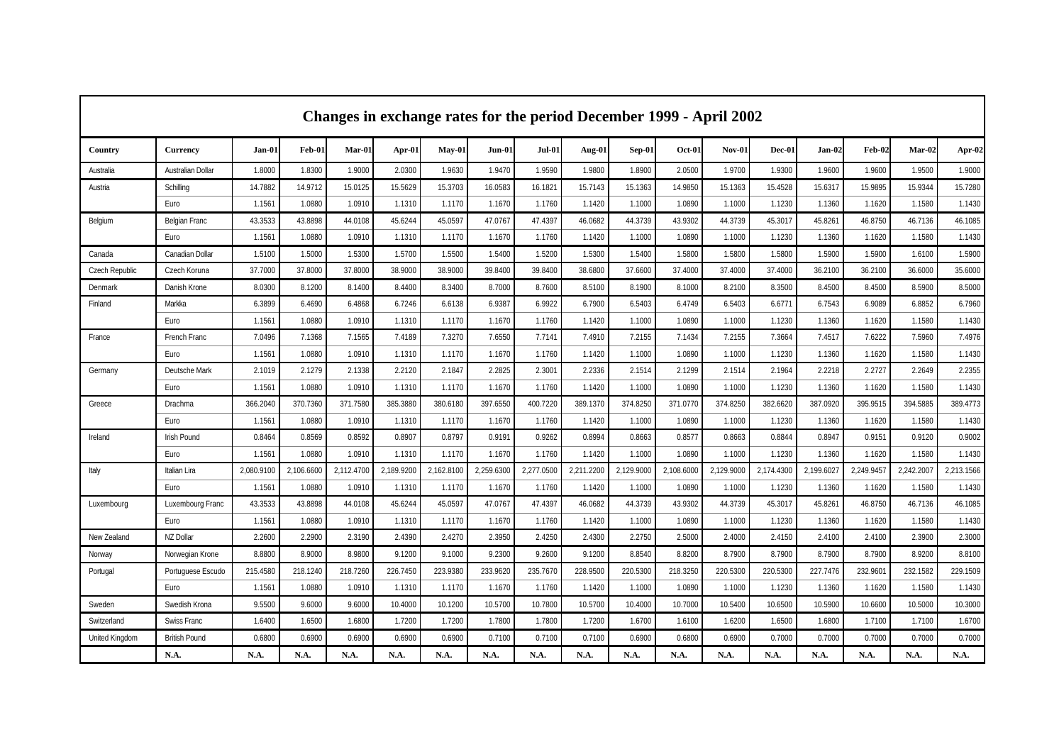# Changes in exchange rates for the period December 1999 - April 2002

| Country | Currency | Jan-01 | Feb-01 | Mar-01 | Apr-01 | May-01 | Jun-01 | Jul-01 | Aug-01 | Sep-01 | Oct-01 | Nov-01 | Dec-01 | Jan-02 | Feb-02 | Mar-02 | Apr-02 |
|---|---|---|---|---|---|---|---|---|---|---|---|---|---|---|---|---|---|
| Australia | Australian Dollar | 1.8000 | 1.8300 | 1.9000 | 2.0300 | 1.9630 | 1.9470 | 1.9590 | 1.9800 | 1.8900 | 2.0500 | 1.9700 | 1.9300 | 1.9600 | 1.9600 | 1.9500 | 1.9000 |
| Austria | Schilling | 14.7882 | 14.9712 | 15.0125 | 15.5629 | 15.3703 | 16.0583 | 16.1821 | 15.7143 | 15.1363 | 14.9850 | 15.1363 | 15.4528 | 15.6317 | 15.9895 | 15.9344 | 15.7280 |
| | Euro | 1.1561 | 1.0880 | 1.0910 | 1.1310 | 1.1170 | 1.1670 | 1.1760 | 1.1420 | 1.1000 | 1.0890 | 1.1000 | 1.1230 | 1.1360 | 1.1620 | 1.1580 | 1.1430 |
| Belgium | Belgian Franc | 43.3533 | 43.8898 | 44.0108 | 45.6244 | 45.0597 | 47.0767 | 47.4397 | 46.0682 | 44.3739 | 43.9302 | 44.3739 | 45.3017 | 45.8261 | 46.8750 | 46.7136 | 46.1085 |
| | Euro | 1.1561 | 1.0880 | 1.0910 | 1.1310 | 1.1170 | 1.1670 | 1.1760 | 1.1420 | 1.1000 | 1.0890 | 1.1000 | 1.1230 | 1.1360 | 1.1620 | 1.1580 | 1.1430 |
| Canada | Canadian Dollar | 1.5100 | 1.5000 | 1.5300 | 1.5700 | 1.5500 | 1.5400 | 1.5200 | 1.5300 | 1.5400 | 1.5800 | 1.5800 | 1.5800 | 1.5900 | 1.5900 | 1.6100 | 1.5900 |
| Czech Republic | Czech Koruna | 37.7000 | 37.8000 | 37.8000 | 38.9000 | 38.9000 | 39.8400 | 39.8400 | 38.6800 | 37.6600 | 37.4000 | 37.4000 | 37.4000 | 36.2100 | 36.2100 | 36.6000 | 35.6000 |
| Denmark | Danish Krone | 8.0300 | 8.1200 | 8.1400 | 8.4400 | 8.3400 | 8.7000 | 8.7600 | 8.5100 | 8.1900 | 8.1000 | 8.2100 | 8.3500 | 8.4500 | 8.4500 | 8.5900 | 8.5000 |
| Finland | Markka | 6.3899 | 6.4690 | 6.4868 | 6.7246 | 6.6138 | 6.9387 | 6.9922 | 6.7900 | 6.5403 | 6.4749 | 6.5403 | 6.6771 | 6.7543 | 6.9089 | 6.8852 | 6.7960 |
| | Euro | 1.1561 | 1.0880 | 1.0910 | 1.1310 | 1.1170 | 1.1670 | 1.1760 | 1.1420 | 1.1000 | 1.0890 | 1.1000 | 1.1230 | 1.1360 | 1.1620 | 1.1580 | 1.1430 |
| France | French Franc | 7.0496 | 7.1368 | 7.1565 | 7.4189 | 7.3270 | 7.6550 | 7.7141 | 7.4910 | 7.2155 | 7.1434 | 7.2155 | 7.3664 | 7.4517 | 7.6222 | 7.5960 | 7.4976 |
| | Euro | 1.1561 | 1.0880 | 1.0910 | 1.1310 | 1.1170 | 1.1670 | 1.1760 | 1.1420 | 1.1000 | 1.0890 | 1.1000 | 1.1230 | 1.1360 | 1.1620 | 1.1580 | 1.1430 |
| Germany | Deutsche Mark | 2.1019 | 2.1279 | 2.1338 | 2.2120 | 2.1847 | 2.2825 | 2.3001 | 2.2336 | 2.1514 | 2.1299 | 2.1514 | 2.1964 | 2.2218 | 2.2727 | 2.2649 | 2.2355 |
| | Euro | 1.1561 | 1.0880 | 1.0910 | 1.1310 | 1.1170 | 1.1670 | 1.1760 | 1.1420 | 1.1000 | 1.0890 | 1.1000 | 1.1230 | 1.1360 | 1.1620 | 1.1580 | 1.1430 |
| Greece | Drachma | 366.2040 | 370.7360 | 371.7580 | 385.3880 | 380.6180 | 397.6550 | 400.7220 | 389.1370 | 374.8250 | 371.0770 | 374.8250 | 382.6620 | 387.0920 | 395.9515 | 394.5885 | 389.4773 |
| | Euro | 1.1561 | 1.0880 | 1.0910 | 1.1310 | 1.1170 | 1.1670 | 1.1760 | 1.1420 | 1.1000 | 1.0890 | 1.1000 | 1.1230 | 1.1360 | 1.1620 | 1.1580 | 1.1430 |
| Ireland | Irish Pound | 0.8464 | 0.8569 | 0.8592 | 0.8907 | 0.8797 | 0.9191 | 0.9262 | 0.8994 | 0.8663 | 0.8577 | 0.8663 | 0.8844 | 0.8947 | 0.9151 | 0.9120 | 0.9002 |
| | Euro | 1.1561 | 1.0880 | 1.0910 | 1.1310 | 1.1170 | 1.1670 | 1.1760 | 1.1420 | 1.1000 | 1.0890 | 1.1000 | 1.1230 | 1.1360 | 1.1620 | 1.1580 | 1.1430 |
| Italy | Italian Lira | 2,080.9100 | 2,106.6600 | 2,112.4700 | 2,189.9200 | 2,162.8100 | 2,259.6300 | 2,277.0500 | 2,211.2200 | 2,129.9000 | 2,108.6000 | 2,129.9000 | 2,174.4300 | 2,199.6027 | 2,249.9457 | 2,242.2007 | 2,213.1566 |
| | Euro | 1.1561 | 1.0880 | 1.0910 | 1.1310 | 1.1170 | 1.1670 | 1.1760 | 1.1420 | 1.1000 | 1.0890 | 1.1000 | 1.1230 | 1.1360 | 1.1620 | 1.1580 | 1.1430 |
| Luxembourg | Luxembourg Franc | 43.3533 | 43.8898 | 44.0108 | 45.6244 | 45.0597 | 47.0767 | 47.4397 | 46.0682 | 44.3739 | 43.9302 | 44.3739 | 45.3017 | 45.8261 | 46.8750 | 46.7136 | 46.1085 |
| | Euro | 1.1561 | 1.0880 | 1.0910 | 1.1310 | 1.1170 | 1.1670 | 1.1760 | 1.1420 | 1.1000 | 1.0890 | 1.1000 | 1.1230 | 1.1360 | 1.1620 | 1.1580 | 1.1430 |
| New Zealand | NZ Dollar | 2.2600 | 2.2900 | 2.3190 | 2.4390 | 2.4270 | 2.3950 | 2.4250 | 2.4300 | 2.2750 | 2.5000 | 2.4000 | 2.4150 | 2.4100 | 2.4100 | 2.3900 | 2.3000 |
| Norway | Norwegian Krone | 8.8800 | 8.9000 | 8.9800 | 9.1200 | 9.1000 | 9.2300 | 9.2600 | 9.1200 | 8.8540 | 8.8200 | 8.7900 | 8.7900 | 8.7900 | 8.7900 | 8.9200 | 8.8100 |
| Portugal | Portuguese Escudo | 215.4580 | 218.1240 | 218.7260 | 226.7450 | 223.9380 | 233.9620 | 235.7670 | 228.9500 | 220.5300 | 218.3250 | 220.5300 | 220.5300 | 227.7476 | 232.9601 | 232.1582 | 229.1509 |
| | Euro | 1.1561 | 1.0880 | 1.0910 | 1.1310 | 1.1170 | 1.1670 | 1.1760 | 1.1420 | 1.1000 | 1.0890 | 1.1000 | 1.1230 | 1.1360 | 1.1620 | 1.1580 | 1.1430 |
| Sweden | Swedish Krona | 9.5500 | 9.6000 | 9.6000 | 10.4000 | 10.1200 | 10.5700 | 10.7800 | 10.5700 | 10.4000 | 10.7000 | 10.5400 | 10.6500 | 10.5900 | 10.6600 | 10.5000 | 10.3000 |
| Switzerland | Swiss Franc | 1.6400 | 1.6500 | 1.6800 | 1.7200 | 1.7200 | 1.7800 | 1.7800 | 1.7200 | 1.6700 | 1.6100 | 1.6200 | 1.6500 | 1.6800 | 1.7100 | 1.7100 | 1.6700 |
| United Kingdom | British Pound | 0.6800 | 0.6900 | 0.6900 | 0.6900 | 0.6900 | 0.7100 | 0.7100 | 0.7100 | 0.6900 | 0.6800 | 0.6900 | 0.7000 | 0.7000 | 0.7000 | 0.7000 | 0.7000 |
| | **N.A.** | **N.A.** | **N.A.** | **N.A.** | **N.A.** | **N.A.** | **N.A.** | **N.A.** | **N.A.** | **N.A.** | **N.A.** | **N.A.** | **N.A.** | **N.A.** | **N.A.** | **N.A.** | **N.A.** |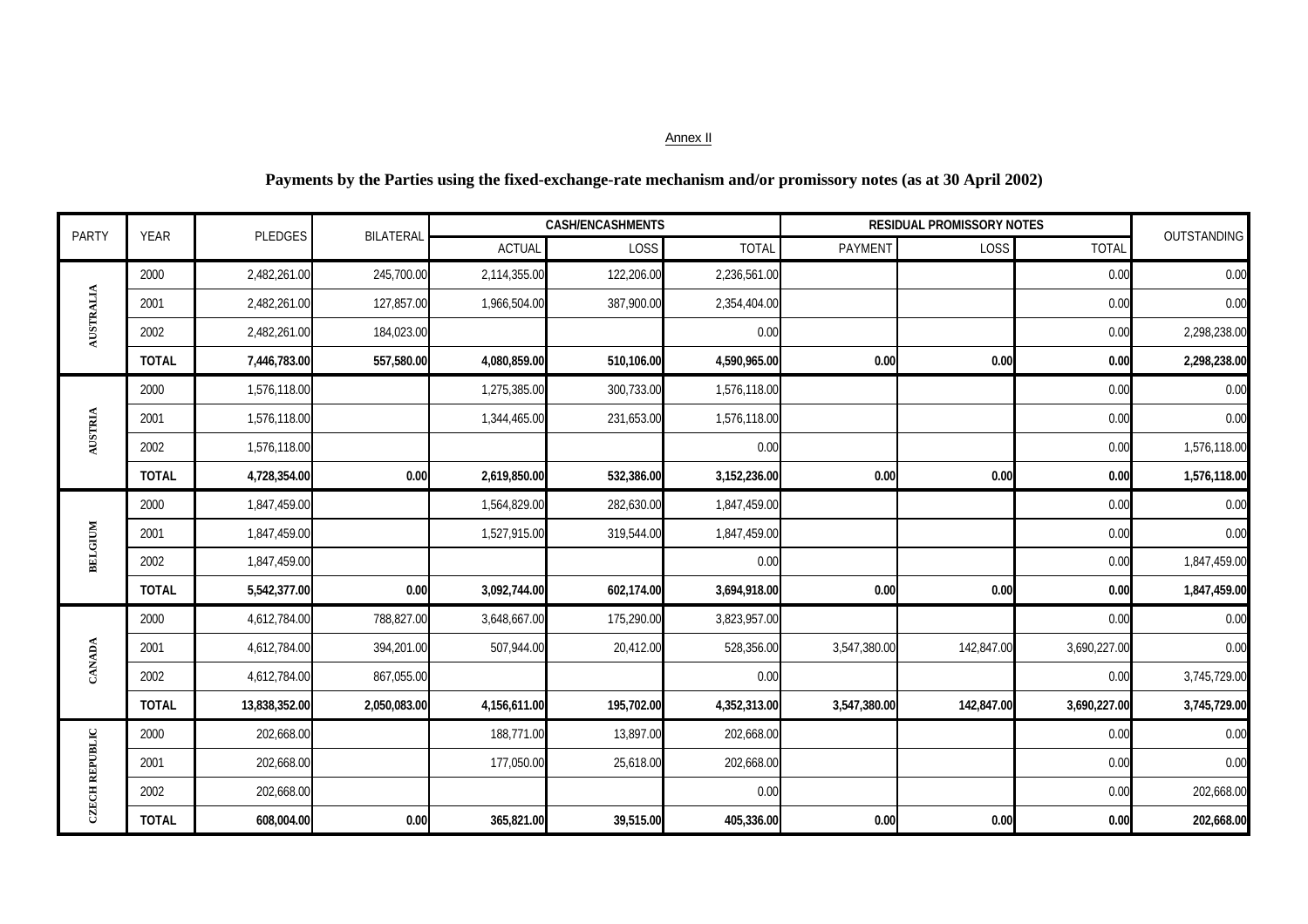Annex II

## Payments by the Parties using the fixed-exchange-rate mechanism and/or promissory notes (as at 30 April 2002)

| PARTY | YEAR | PLEDGES | BILATERAL | CASH/ENCASHMENTS | | | RESIDUAL PROMISSORY NOTES | | | OUTSTANDING |
|---|---|---|---|---|---|---|---|---|---|---|
| | | | | ACTUAL | LOSS | TOTAL | PAYMENT | LOSS | TOTAL | |
| AUSTRALIA | 2000 | 2,482,261.00 | 245,700.00 | 2,114,355.00 | 122,206.00 | 2,236,561.00 | | | 0.00 | 0.00 |
| | 2001 | 2,482,261.00 | 127,857.00 | 1,966,504.00 | 387,900.00 | 2,354,404.00 | | | 0.00 | 0.00 |
| | 2002 | 2,482,261.00 | 184,023.00 | | | 0.00 | | | 0.00 | 2,298,238.00 |
| | **TOTAL** | **7,446,783.00** | **557,580.00** | **4,080,859.00** | **510,106.00** | **4,590,965.00** | **0.00** | **0.00** | **0.00** | **2,298,238.00** |
| AUSTRIA | 2000 | 1,576,118.00 | | 1,275,385.00 | 300,733.00 | 1,576,118.00 | | | 0.00 | 0.00 |
| | 2001 | 1,576,118.00 | | 1,344,465.00 | 231,653.00 | 1,576,118.00 | | | 0.00 | 0.00 |
| | 2002 | 1,576,118.00 | | | | 0.00 | | | 0.00 | 1,576,118.00 |
| | **TOTAL** | **4,728,354.00** | **0.00** | **2,619,850.00** | **532,386.00** | **3,152,236.00** | **0.00** | **0.00** | **0.00** | **1,576,118.00** |
| BELGIUM | 2000 | 1,847,459.00 | | 1,564,829.00 | 282,630.00 | 1,847,459.00 | | | 0.00 | 0.00 |
| | 2001 | 1,847,459.00 | | 1,527,915.00 | 319,544.00 | 1,847,459.00 | | | 0.00 | 0.00 |
| | 2002 | 1,847,459.00 | | | | 0.00 | | | 0.00 | 1,847,459.00 |
| | **TOTAL** | **5,542,377.00** | **0.00** | **3,092,744.00** | **602,174.00** | **3,694,918.00** | **0.00** | **0.00** | **0.00** | **1,847,459.00** |
| CANADA | 2000 | 4,612,784.00 | 788,827.00 | 3,648,667.00 | 175,290.00 | 3,823,957.00 | | | 0.00 | 0.00 |
| | 2001 | 4,612,784.00 | 394,201.00 | 507,944.00 | 20,412.00 | 528,356.00 | 3,547,380.00 | 142,847.00 | 3,690,227.00 | 0.00 |
| | 2002 | 4,612,784.00 | 867,055.00 | | | 0.00 | | | 0.00 | 3,745,729.00 |
| | **TOTAL** | **13,838,352.00** | **2,050,083.00** | **4,156,611.00** | **195,702.00** | **4,352,313.00** | **3,547,380.00** | **142,847.00** | **3,690,227.00** | **3,745,729.00** |
| CZECH REPUBLIC | 2000 | 202,668.00 | | 188,771.00 | 13,897.00 | 202,668.00 | | | 0.00 | 0.00 |
| | 2001 | 202,668.00 | | 177,050.00 | 25,618.00 | 202,668.00 | | | 0.00 | 0.00 |
| | 2002 | 202,668.00 | | | | 0.00 | | | 0.00 | 202,668.00 |
| | **TOTAL** | **608,004.00** | **0.00** | **365,821.00** | **39,515.00** | **405,336.00** | **0.00** | **0.00** | **0.00** | **202,668.00** |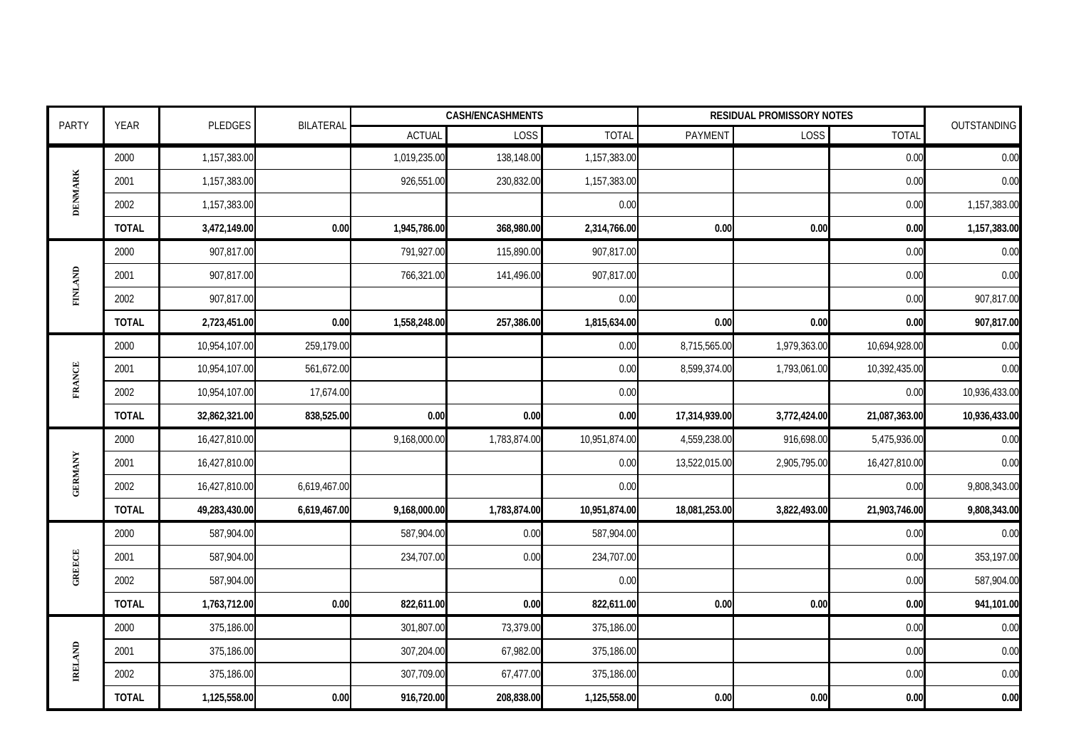| PARTY | YEAR | PLEDGES | BILATERAL | CASH/ENCASHMENTS | | | RESIDUAL PROMISSORY NOTES | | | OUTSTANDING |
|---|---|---|---|---|---|---|---|---|---|---|
| | | | | ACTUAL | LOSS | TOTAL | PAYMENT | LOSS | TOTAL | |
| DENMARK | 2000 | 1,157,383.00 | | 1,019,235.00 | 138,148.00 | 1,157,383.00 | | | 0.00 | 0.00 |
| | 2001 | 1,157,383.00 | | 926,551.00 | 230,832.00 | 1,157,383.00 | | | 0.00 | 0.00 |
| | 2002 | 1,157,383.00 | | | | 0.00 | | | 0.00 | 1,157,383.00 |
| | **TOTAL** | **3,472,149.00** | **0.00** | **1,945,786.00** | **368,980.00** | **2,314,766.00** | **0.00** | **0.00** | **0.00** | **1,157,383.00** |
| FINLAND | 2000 | 907,817.00 | | 791,927.00 | 115,890.00 | 907,817.00 | | | 0.00 | 0.00 |
| | 2001 | 907,817.00 | | 766,321.00 | 141,496.00 | 907,817.00 | | | 0.00 | 0.00 |
| | 2002 | 907,817.00 | | | | 0.00 | | | 0.00 | 907,817.00 |
| | **TOTAL** | **2,723,451.00** | **0.00** | **1,558,248.00** | **257,386.00** | **1,815,634.00** | **0.00** | **0.00** | **0.00** | **907,817.00** |
| FRANCE | 2000 | 10,954,107.00 | 259,179.00 | | | 0.00 | 8,715,565.00 | 1,979,363.00 | 10,694,928.00 | 0.00 |
| | 2001 | 10,954,107.00 | 561,672.00 | | | 0.00 | 8,599,374.00 | 1,793,061.00 | 10,392,435.00 | 0.00 |
| | 2002 | 10,954,107.00 | 17,674.00 | | | 0.00 | | | 0.00 | 10,936,433.00 |
| | **TOTAL** | **32,862,321.00** | **838,525.00** | **0.00** | **0.00** | **0.00** | **17,314,939.00** | **3,772,424.00** | **21,087,363.00** | **10,936,433.00** |
| GERMANY | 2000 | 16,427,810.00 | | 9,168,000.00 | 1,783,874.00 | 10,951,874.00 | 4,559,238.00 | 916,698.00 | 5,475,936.00 | 0.00 |
| | 2001 | 16,427,810.00 | | | | 0.00 | 13,522,015.00 | 2,905,795.00 | 16,427,810.00 | 0.00 |
| | 2002 | 16,427,810.00 | 6,619,467.00 | | | 0.00 | | | 0.00 | 9,808,343.00 |
| | **TOTAL** | **49,283,430.00** | **6,619,467.00** | **9,168,000.00** | **1,783,874.00** | **10,951,874.00** | **18,081,253.00** | **3,822,493.00** | **21,903,746.00** | **9,808,343.00** |
| GREECE | 2000 | 587,904.00 | | 587,904.00 | 0.00 | 587,904.00 | | | 0.00 | 0.00 |
| | 2001 | 587,904.00 | | 234,707.00 | 0.00 | 234,707.00 | | | 0.00 | 353,197.00 |
| | 2002 | 587,904.00 | | | | 0.00 | | | 0.00 | 587,904.00 |
| | **TOTAL** | **1,763,712.00** | **0.00** | **822,611.00** | **0.00** | **822,611.00** | **0.00** | **0.00** | **0.00** | **941,101.00** |
| IRELAND | 2000 | 375,186.00 | | 301,807.00 | 73,379.00 | 375,186.00 | | | 0.00 | 0.00 |
| | 2001 | 375,186.00 | | 307,204.00 | 67,982.00 | 375,186.00 | | | 0.00 | 0.00 |
| | 2002 | 375,186.00 | | 307,709.00 | 67,477.00 | 375,186.00 | | | 0.00 | 0.00 |
| | **TOTAL** | **1,125,558.00** | **0.00** | **916,720.00** | **208,838.00** | **1,125,558.00** | **0.00** | **0.00** | **0.00** | **0.00** |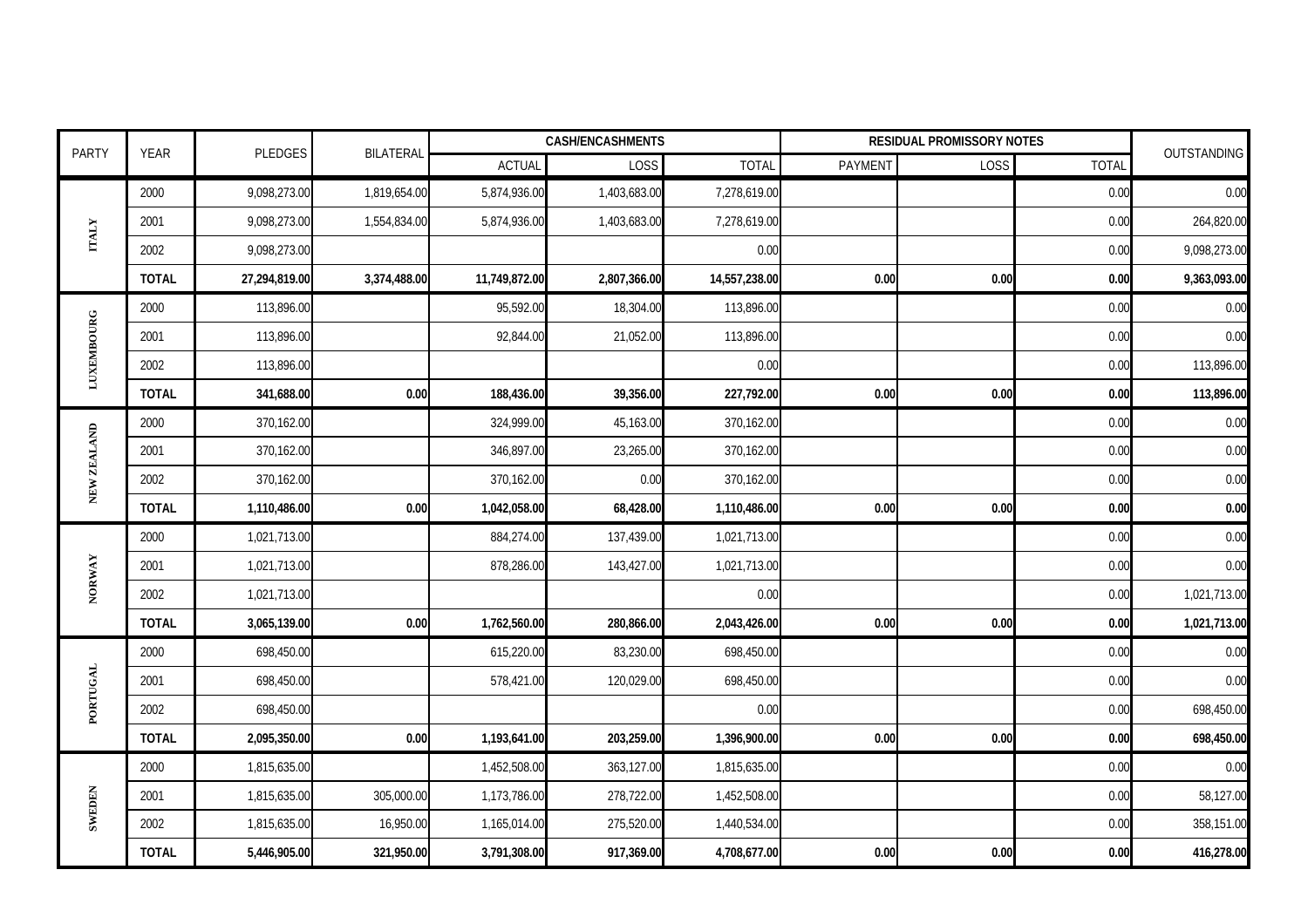| PARTY | YEAR | PLEDGES | BILATERAL | CASH/ENCASHMENTS | | | RESIDUAL PROMISSORY NOTES | | | OUTSTANDING |
|---|---|---|---|---|---|---|---|---|---|---|
| | | | | ACTUAL | LOSS | TOTAL | PAYMENT | LOSS | TOTAL | |
| ITALY | 2000 | 9,098,273.00 | 1,819,654.00 | 5,874,936.00 | 1,403,683.00 | 7,278,619.00 | | | 0.00 | 0.00 |
| | 2001 | 9,098,273.00 | 1,554,834.00 | 5,874,936.00 | 1,403,683.00 | 7,278,619.00 | | | 0.00 | 264,820.00 |
| | 2002 | 9,098,273.00 | | | | 0.00 | | | 0.00 | 9,098,273.00 |
| | **TOTAL** | **27,294,819.00** | **3,374,488.00** | **11,749,872.00** | **2,807,366.00** | **14,557,238.00** | **0.00** | **0.00** | **0.00** | **9,363,093.00** |
| LUXEMBOURG | 2000 | 113,896.00 | | 95,592.00 | 18,304.00 | 113,896.00 | | | 0.00 | 0.00 |
| | 2001 | 113,896.00 | | 92,844.00 | 21,052.00 | 113,896.00 | | | 0.00 | 0.00 |
| | 2002 | 113,896.00 | | | | 0.00 | | | 0.00 | 113,896.00 |
| | **TOTAL** | **341,688.00** | **0.00** | **188,436.00** | **39,356.00** | **227,792.00** | **0.00** | **0.00** | **0.00** | **113,896.00** |
| NEW ZEALAND | 2000 | 370,162.00 | | 324,999.00 | 45,163.00 | 370,162.00 | | | 0.00 | 0.00 |
| | 2001 | 370,162.00 | | 346,897.00 | 23,265.00 | 370,162.00 | | | 0.00 | 0.00 |
| | 2002 | 370,162.00 | | 370,162.00 | 0.00 | 370,162.00 | | | 0.00 | 0.00 |
| | **TOTAL** | **1,110,486.00** | **0.00** | **1,042,058.00** | **68,428.00** | **1,110,486.00** | **0.00** | **0.00** | **0.00** | **0.00** |
| NORWAY | 2000 | 1,021,713.00 | | 884,274.00 | 137,439.00 | 1,021,713.00 | | | 0.00 | 0.00 |
| | 2001 | 1,021,713.00 | | 878,286.00 | 143,427.00 | 1,021,713.00 | | | 0.00 | 0.00 |
| | 2002 | 1,021,713.00 | | | | 0.00 | | | 0.00 | 1,021,713.00 |
| | **TOTAL** | **3,065,139.00** | **0.00** | **1,762,560.00** | **280,866.00** | **2,043,426.00** | **0.00** | **0.00** | **0.00** | **1,021,713.00** |
| PORTUGAL | 2000 | 698,450.00 | | 615,220.00 | 83,230.00 | 698,450.00 | | | 0.00 | 0.00 |
| | 2001 | 698,450.00 | | 578,421.00 | 120,029.00 | 698,450.00 | | | 0.00 | 0.00 |
| | 2002 | 698,450.00 | | | | 0.00 | | | 0.00 | 698,450.00 |
| | **TOTAL** | **2,095,350.00** | **0.00** | **1,193,641.00** | **203,259.00** | **1,396,900.00** | **0.00** | **0.00** | **0.00** | **698,450.00** |
| SWEDEN | 2000 | 1,815,635.00 | | 1,452,508.00 | 363,127.00 | 1,815,635.00 | | | 0.00 | 0.00 |
| | 2001 | 1,815,635.00 | 305,000.00 | 1,173,786.00 | 278,722.00 | 1,452,508.00 | | | 0.00 | 58,127.00 |
| | 2002 | 1,815,635.00 | 16,950.00 | 1,165,014.00 | 275,520.00 | 1,440,534.00 | | | 0.00 | 358,151.00 |
| | **TOTAL** | **5,446,905.00** | **321,950.00** | **3,791,308.00** | **917,369.00** | **4,708,677.00** | **0.00** | **0.00** | **0.00** | **416,278.00** |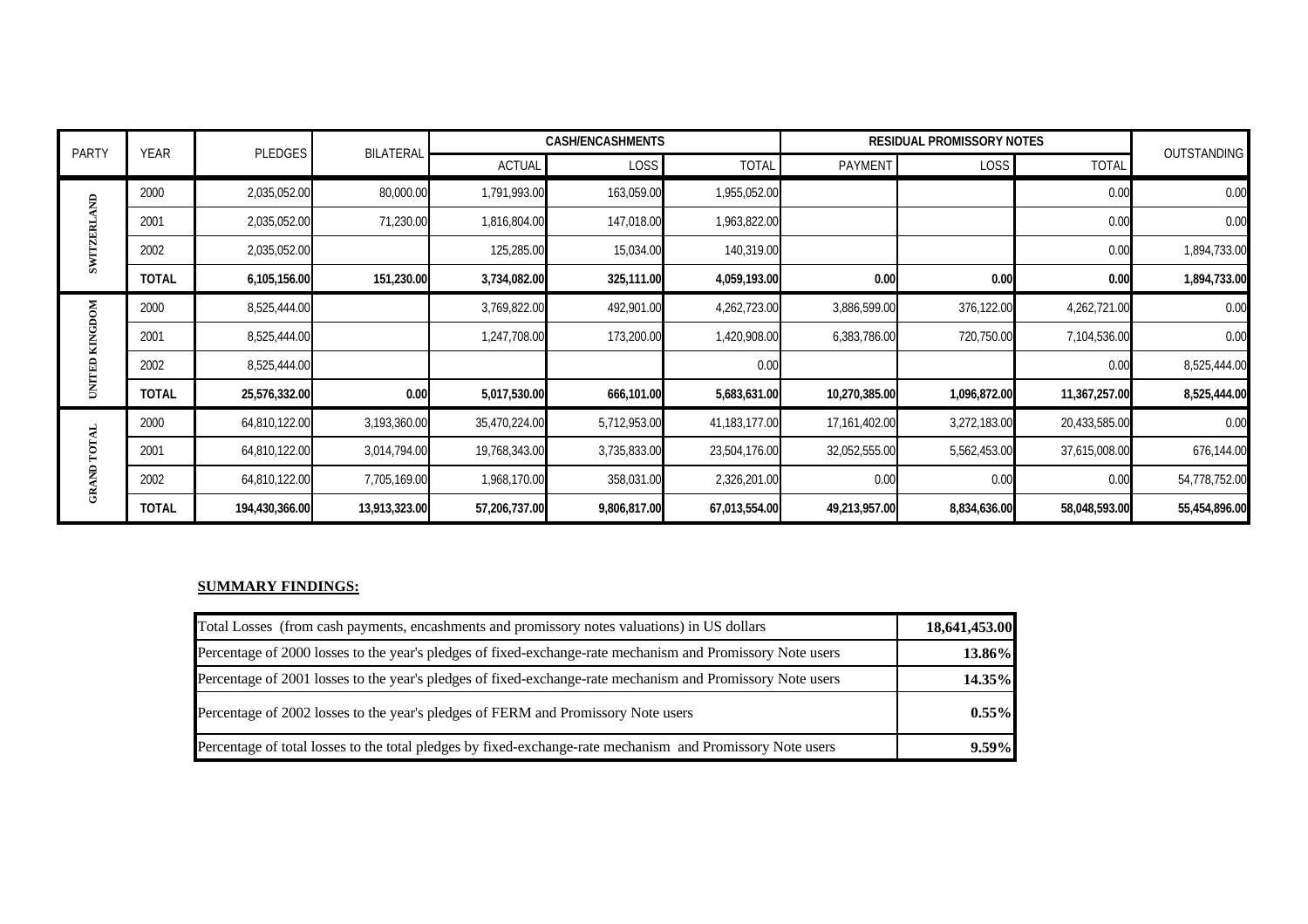| PARTY | YEAR | PLEDGES | BILATERAL | CASH/ENCASHMENTS | | | RESIDUAL PROMISSORY NOTES | | | OUTSTANDING |
|---|---|---|---|---|---|---|---|---|---|---|
| | | | | ACTUAL | LOSS | TOTAL | PAYMENT | LOSS | TOTAL | |
| SWITZERLAND | 2000 | 2,035,052.00 | 80,000.00 | 1,791,993.00 | 163,059.00 | 1,955,052.00 | | | 0.00 | 0.00 |
| | 2001 | 2,035,052.00 | 71,230.00 | 1,816,804.00 | 147,018.00 | 1,963,822.00 | | | 0.00 | 0.00 |
| | 2002 | 2,035,052.00 | | 125,285.00 | 15,034.00 | 140,319.00 | | | 0.00 | 1,894,733.00 |
| | **TOTAL** | **6,105,156.00** | **151,230.00** | **3,734,082.00** | **325,111.00** | **4,059,193.00** | **0.00** | **0.00** | **0.00** | **1,894,733.00** |
| UNITED KINGDOM | 2000 | 8,525,444.00 | | 3,769,822.00 | 492,901.00 | 4,262,723.00 | 3,886,599.00 | 376,122.00 | 4,262,721.00 | 0.00 |
| | 2001 | 8,525,444.00 | | 1,247,708.00 | 173,200.00 | 1,420,908.00 | 6,383,786.00 | 720,750.00 | 7,104,536.00 | 0.00 |
| | 2002 | 8,525,444.00 | | | | 0.00 | | | 0.00 | 8,525,444.00 |
| | **TOTAL** | **25,576,332.00** | **0.00** | **5,017,530.00** | **666,101.00** | **5,683,631.00** | **10,270,385.00** | **1,096,872.00** | **11,367,257.00** | **8,525,444.00** |
| GRAND TOTAL | 2000 | 64,810,122.00 | 3,193,360.00 | 35,470,224.00 | 5,712,953.00 | 41,183,177.00 | 17,161,402.00 | 3,272,183.00 | 20,433,585.00 | 0.00 |
| | 2001 | 64,810,122.00 | 3,014,794.00 | 19,768,343.00 | 3,735,833.00 | 23,504,176.00 | 32,052,555.00 | 5,562,453.00 | 37,615,008.00 | 676,144.00 |
| | 2002 | 64,810,122.00 | 7,705,169.00 | 1,968,170.00 | 358,031.00 | 2,326,201.00 | 0.00 | 0.00 | 0.00 | 54,778,752.00 |
| | **TOTAL** | **194,430,366.00** | **13,913,323.00** | **57,206,737.00** | **9,806,817.00** | **67,013,554.00** | **49,213,957.00** | **8,834,636.00** | **58,048,593.00** | **55,454,896.00** |

**SUMMARY FINDINGS:**

| | |
|---|---|
| Total Losses (from cash payments, encashments and promissory notes valuations) in US dollars | **18,641,453.00** |
| Percentage of 2000 losses to the year's pledges of fixed-exchange-rate mechanism and Promissory Note users | **13.86%** |
| Percentage of 2001 losses to the year's pledges of fixed-exchange-rate mechanism and Promissory Note users | **14.35%** |
| Percentage of 2002 losses to the year's pledges of FERM and Promissory Note users | **0.55%** |
| Percentage of total losses to the total pledges by fixed-exchange-rate mechanism and Promissory Note users | **9.59%** |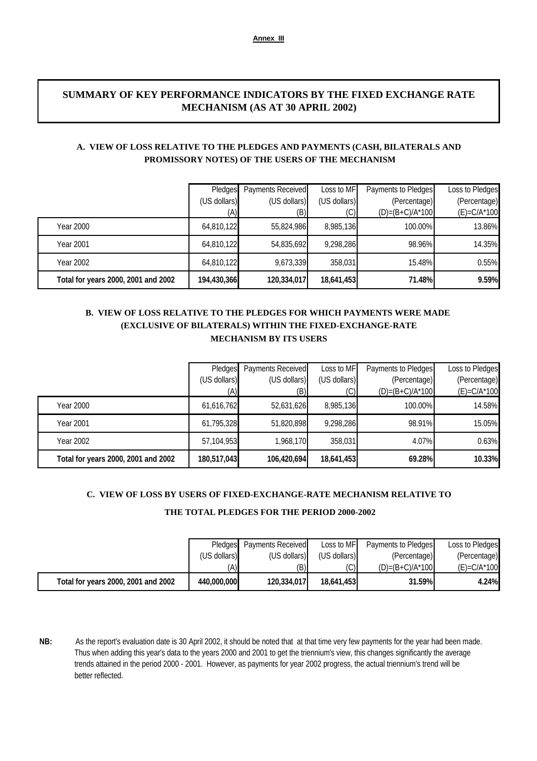**Annex III**

# SUMMARY OF KEY PERFORMANCE INDICATORS BY THE FIXED EXCHANGE RATE MECHANISM (AS AT 30 APRIL 2002)

## A. VIEW OF LOSS RELATIVE TO THE PLEDGES AND PAYMENTS (CASH, BILATERALS AND PROMISSORY NOTES) OF THE USERS OF THE MECHANISM

| | Pledges (US dollars) (A) | Payments Received (US dollars) (B) | Loss to MF (US dollars) (C) | Payments to Pledges (Percentage) (D)=(B+C)/A*100 | Loss to Pledges (Percentage) (E)=C/A*100 |
|---|---|---|---|---|---|
| Year 2000 | 64,810,122 | 55,824,986 | 8,985,136 | 100.00% | 13.86% |
| Year 2001 | 64,810,122 | 54,835,692 | 9,298,286 | 98.96% | 14.35% |
| Year 2002 | 64,810,122 | 9,673,339 | 358,031 | 15.48% | 0.55% |
| **Total for years 2000, 2001 and 2002** | **194,430,366** | **120,334,017** | **18,641,453** | **71.48%** | **9.59%** |

## B. VIEW OF LOSS RELATIVE TO THE PLEDGES FOR WHICH PAYMENTS WERE MADE (EXCLUSIVE OF BILATERALS) WITHIN THE FIXED-EXCHANGE-RATE MECHANISM BY ITS USERS

| | Pledges (US dollars) (A) | Payments Received (US dollars) (B) | Loss to MF (US dollars) (C) | Payments to Pledges (Percentage) (D)=(B+C)/A*100 | Loss to Pledges (Percentage) (E)=C/A*100 |
|---|---|---|---|---|---|
| Year 2000 | 61,616,762 | 52,631,626 | 8,985,136 | 100.00% | 14.58% |
| Year 2001 | 61,795,328 | 51,820,898 | 9,298,286 | 98.91% | 15.05% |
| Year 2002 | 57,104,953 | 1,968,170 | 358,031 | 4.07% | 0.63% |
| **Total for years 2000, 2001 and 2002** | **180,517,043** | **106,420,694** | **18,641,453** | **69.28%** | **10.33%** |

## C. VIEW OF LOSS BY USERS OF FIXED-EXCHANGE-RATE MECHANISM RELATIVE TO THE TOTAL PLEDGES FOR THE PERIOD 2000-2002

| | Pledges (US dollars) (A) | Payments Received (US dollars) (B) | Loss to MF (US dollars) (C) | Payments to Pledges (Percentage) (D)=(B+C)/A*100 | Loss to Pledges (Percentage) (E)=C/A*100 |
|---|---|---|---|---|---|
| **Total for years 2000, 2001 and 2002** | **440,000,000** | **120,334,017** | **18,641,453** | **31.59%** | **4.24%** |

**NB:** As the report's evaluation date is 30 April 2002, it should be noted that at that time very few payments for the year had been made. Thus when adding this year's data to the years 2000 and 2001 to get the triennium's view, this changes significantly the average trends attained in the period 2000 - 2001. However, as payments for year 2002 progress, the actual triennium's trend will be better reflected.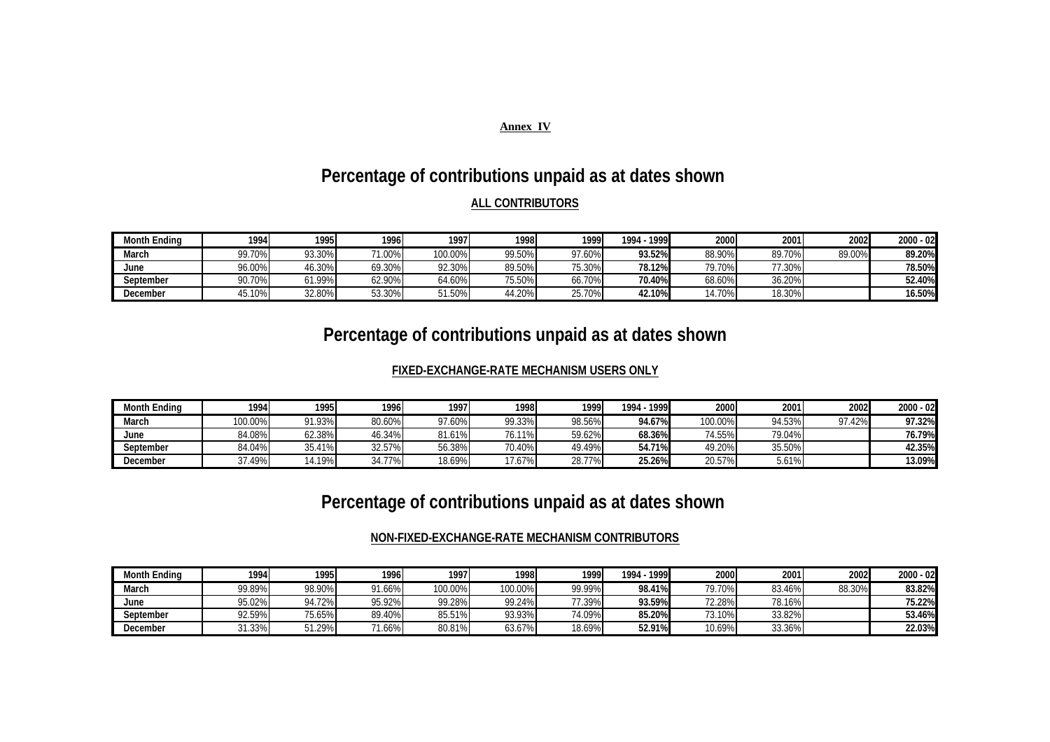**Annex IV**

# Percentage of contributions unpaid as at dates shown

**ALL CONTRIBUTORS**

| Month Ending | 1994 | 1995 | 1996 | 1997 | 1998 | 1999 | 1994 - 1999 | 2000 | 2001 | 2002 | 2000 - 02 |
|---|---|---|---|---|---|---|---|---|---|---|---|
| March | 99.70% | 93.30% | 71.00% | 100.00% | 99.50% | 97.60% | **93.52%** | 88.90% | 89.70% | 89.00% | **89.20%** |
| June | 96.00% | 46.30% | 69.30% | 92.30% | 89.50% | 75.30% | **78.12%** | 79.70% | 77.30% | | **78.50%** |
| September | 90.70% | 61.99% | 62.90% | 64.60% | 75.50% | 66.70% | **70.40%** | 68.60% | 36.20% | | **52.40%** |
| December | 45.10% | 32.80% | 53.30% | 51.50% | 44.20% | 25.70% | **42.10%** | 14.70% | 18.30% | | **16.50%** |

# Percentage of contributions unpaid as at dates shown

**FIXED-EXCHANGE-RATE MECHANISM USERS ONLY**

| Month Ending | 1994 | 1995 | 1996 | 1997 | 1998 | 1999 | 1994 - 1999 | 2000 | 2001 | 2002 | 2000 - 02 |
|---|---|---|---|---|---|---|---|---|---|---|---|
| March | 100.00% | 91.93% | 80.60% | 97.60% | 99.33% | 98.56% | **94.67%** | 100.00% | 94.53% | 97.42% | **97.32%** |
| June | 84.08% | 62.38% | 46.34% | 81.61% | 76.11% | 59.62% | **68.36%** | 74.55% | 79.04% | | **76.79%** |
| September | 84.04% | 35.41% | 32.57% | 56.38% | 70.40% | 49.49% | **54.71%** | 49.20% | 35.50% | | **42.35%** |
| December | 37.49% | 14.19% | 34.77% | 18.69% | 17.67% | 28.77% | **25.26%** | 20.57% | 5.61% | | **13.09%** |

# Percentage of contributions unpaid as at dates shown

**NON-FIXED-EXCHANGE-RATE MECHANISM CONTRIBUTORS**

| Month Ending | 1994 | 1995 | 1996 | 1997 | 1998 | 1999 | 1994 - 1999 | 2000 | 2001 | 2002 | 2000 - 02 |
|---|---|---|---|---|---|---|---|---|---|---|---|
| March | 99.89% | 98.90% | 91.66% | 100.00% | 100.00% | 99.99% | **98.41%** | 79.70% | 83.46% | 88.30% | **83.82%** |
| June | 95.02% | 94.72% | 95.92% | 99.28% | 99.24% | 77.39% | **93.59%** | 72.28% | 78.16% | | **75.22%** |
| September | 92.59% | 75.65% | 89.40% | 85.51% | 93.93% | 74.09% | **85.20%** | 73.10% | 33.82% | | **53.46%** |
| December | 31.33% | 51.29% | 71.66% | 80.81% | 63.67% | 18.69% | **52.91%** | 10.69% | 33.36% | | **22.03%** |